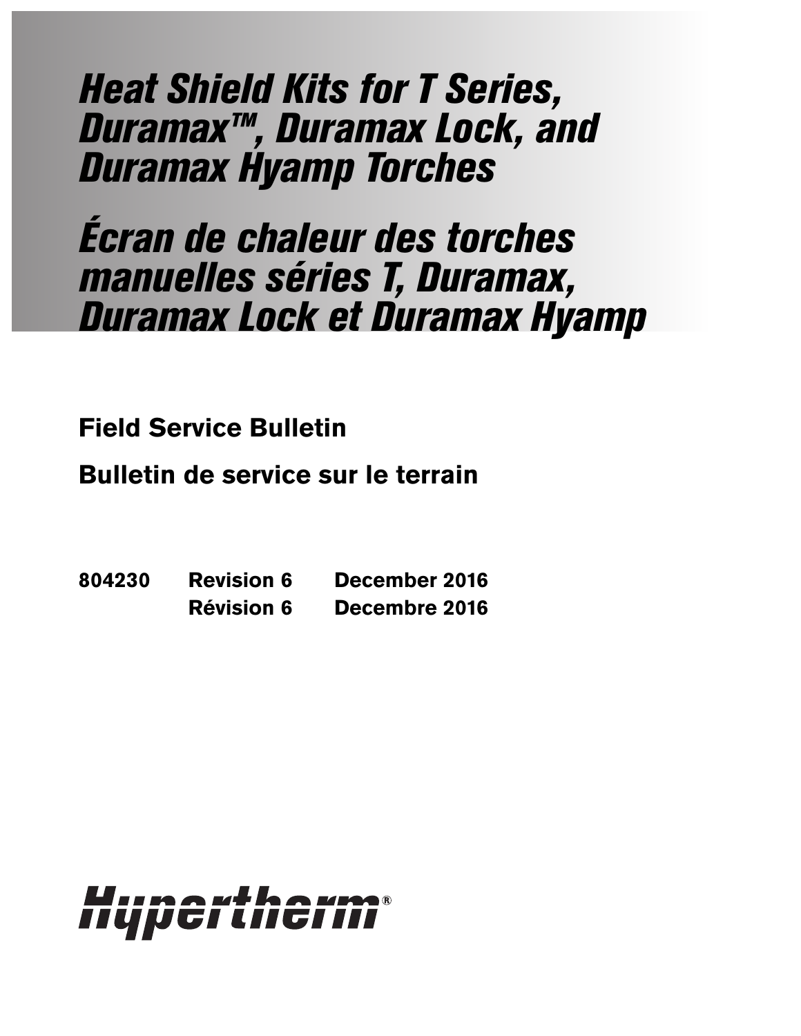# *Heat Shield Kits for T Series, Duramax™, Duramax Lock, and Duramax Hyamp Torches*

# *Écran de chaleur des torches manuelles séries T, Duramax, Duramax Lock et Duramax Hyamp*

**Field Service Bulletin**

**Bulletin de service sur le terrain**

| | | |
|---|---|---|
| **804230** | **Revision 6** | **December 2016** |
| | **Révision 6** | **Decembre 2016** |

Hypertherm®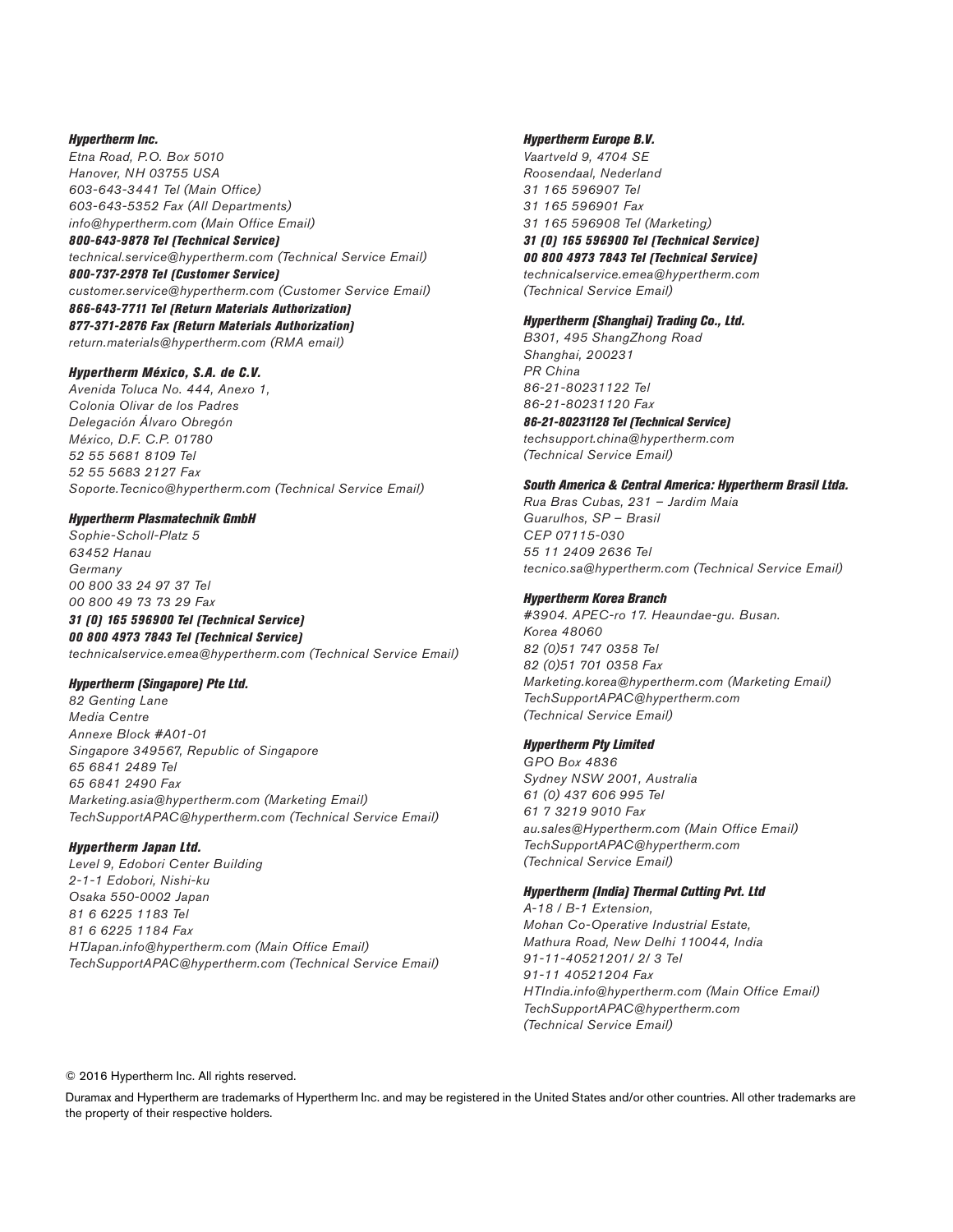***Hypertherm Inc.***
*Etna Road, P.O. Box 5010*
*Hanover, NH 03755 USA*
*603-643-3441 Tel (Main Office)*
*603-643-5352 Fax (All Departments)*
*info@hypertherm.com (Main Office Email)*
***800-643-9878 Tel (Technical Service)***
*technical.service@hypertherm.com (Technical Service Email)*
***800-737-2978 Tel (Customer Service)***
*customer.service@hypertherm.com (Customer Service Email)*
***866-643-7711 Tel (Return Materials Authorization)***
***877-371-2876 Fax (Return Materials Authorization)***
*return.materials@hypertherm.com (RMA email)*

***Hypertherm México, S.A. de C.V.***
*Avenida Toluca No. 444, Anexo 1,*
*Colonia Olivar de los Padres*
*Delegación Álvaro Obregón*
*México, D.F. C.P. 01780*
*52 55 5681 8109 Tel*
*52 55 5683 2127 Fax*
*Soporte.Tecnico@hypertherm.com (Technical Service Email)*

***Hypertherm Plasmatechnik GmbH***
*Sophie-Scholl-Platz 5*
*63452 Hanau*
*Germany*
*00 800 33 24 97 37 Tel*
*00 800 49 73 73 29 Fax*
***31 (0) 165 596900 Tel (Technical Service)***
***00 800 4973 7843 Tel (Technical Service)***
*technicalservice.emea@hypertherm.com (Technical Service Email)*

***Hypertherm (Singapore) Pte Ltd.***
*82 Genting Lane*
*Media Centre*
*Annexe Block #A01-01*
*Singapore 349567, Republic of Singapore*
*65 6841 2489 Tel*
*65 6841 2490 Fax*
*Marketing.asia@hypertherm.com (Marketing Email)*
*TechSupportAPAC@hypertherm.com (Technical Service Email)*

***Hypertherm Japan Ltd.***
*Level 9, Edobori Center Building*
*2-1-1 Edobori, Nishi-ku*
*Osaka 550-0002 Japan*
*81 6 6225 1183 Tel*
*81 6 6225 1184 Fax*
*HTJapan.info@hypertherm.com (Main Office Email)*
*TechSupportAPAC@hypertherm.com (Technical Service Email)*

***Hypertherm Europe B.V.***
*Vaartveld 9, 4704 SE*
*Roosendaal, Nederland*
*31 165 596907 Tel*
*31 165 596901 Fax*
*31 165 596908 Tel (Marketing)*
***31 (0) 165 596900 Tel (Technical Service)***
***00 800 4973 7843 Tel (Technical Service)***
*technicalservice.emea@hypertherm.com*
*(Technical Service Email)*

***Hypertherm (Shanghai) Trading Co., Ltd.***
*B301, 495 ShangZhong Road*
*Shanghai, 200231*
*PR China*
*86-21-80231122 Tel*
*86-21-80231120 Fax*
***86-21-80231128 Tel (Technical Service)***
*techsupport.china@hypertherm.com*
*(Technical Service Email)*

***South America & Central America: Hypertherm Brasil Ltda.***
*Rua Bras Cubas, 231 – Jardim Maia*
*Guarulhos, SP – Brasil*
*CEP 07115-030*
*55 11 2409 2636 Tel*
*tecnico.sa@hypertherm.com (Technical Service Email)*

***Hypertherm Korea Branch***
*#3904. APEC-ro 17. Heaundae-gu. Busan.*
*Korea 48060*
*82 (0)51 747 0358 Tel*
*82 (0)51 701 0358 Fax*
*Marketing.korea@hypertherm.com (Marketing Email)*
*TechSupportAPAC@hypertherm.com*
*(Technical Service Email)*

***Hypertherm Pty Limited***
*GPO Box 4836*
*Sydney NSW 2001, Australia*
*61 (0) 437 606 995 Tel*
*61 7 3219 9010 Fax*
*au.sales@Hypertherm.com (Main Office Email)*
*TechSupportAPAC@hypertherm.com*
*(Technical Service Email)*

***Hypertherm (India) Thermal Cutting Pvt. Ltd***
*A-18 / B-1 Extension,*
*Mohan Co-Operative Industrial Estate,*
*Mathura Road, New Delhi 110044, India*
*91-11-40521201/ 2/ 3 Tel*
*91-11 40521204 Fax*
*HTIndia.info@hypertherm.com (Main Office Email)*
*TechSupportAPAC@hypertherm.com*
*(Technical Service Email)*

© 2016 Hypertherm Inc. All rights reserved.

Duramax and Hypertherm are trademarks of Hypertherm Inc. and may be registered in the United States and/or other countries. All other trademarks are the property of their respective holders.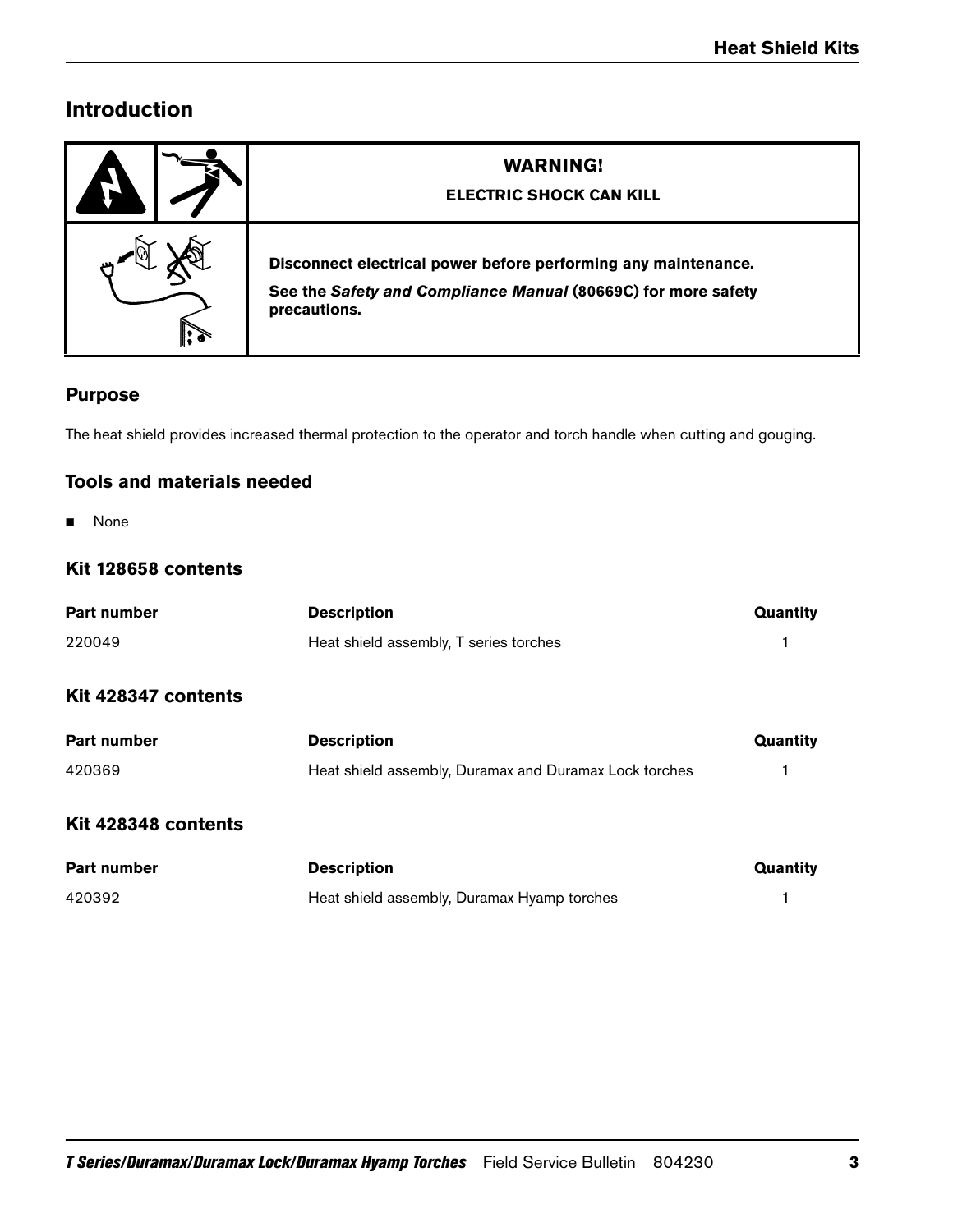# Introduction

| | **WARNING!** |
|---|---|
| | **ELECTRIC SHOCK CAN KILL** |
| | **Disconnect electrical power before performing any maintenance.** **See the *Safety and Compliance Manual* (80669C) for more safety precautions.** |

## Purpose

The heat shield provides increased thermal protection to the operator and torch handle when cutting and gouging.

## Tools and materials needed

- None

## Kit 128658 contents

| Part number | Description | Quantity |
|---|---|---|
| 220049 | Heat shield assembly, T series torches | 1 |

## Kit 428347 contents

| Part number | Description | Quantity |
|---|---|---|
| 420369 | Heat shield assembly, Duramax and Duramax Lock torches | 1 |

## Kit 428348 contents

| Part number | Description | Quantity |
|---|---|---|
| 420392 | Heat shield assembly, Duramax Hyamp torches | 1 |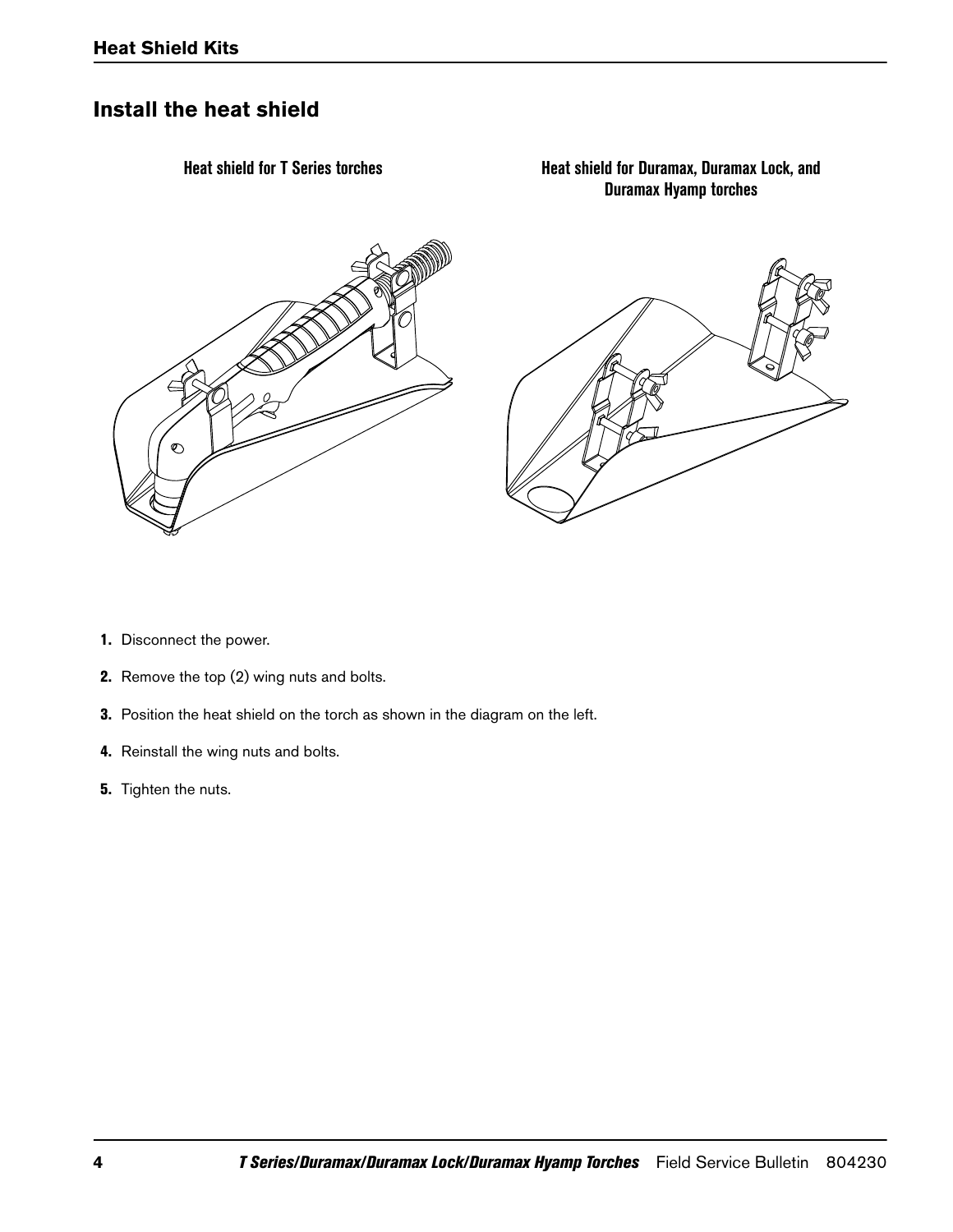## Install the heat shield

Heat shield for T Series torches

Heat shield for Duramax, Duramax Lock, and Duramax Hyamp torches

1. Disconnect the power.
2. Remove the top (2) wing nuts and bolts.
3. Position the heat shield on the torch as shown in the diagram on the left.
4. Reinstall the wing nuts and bolts.
5. Tighten the nuts.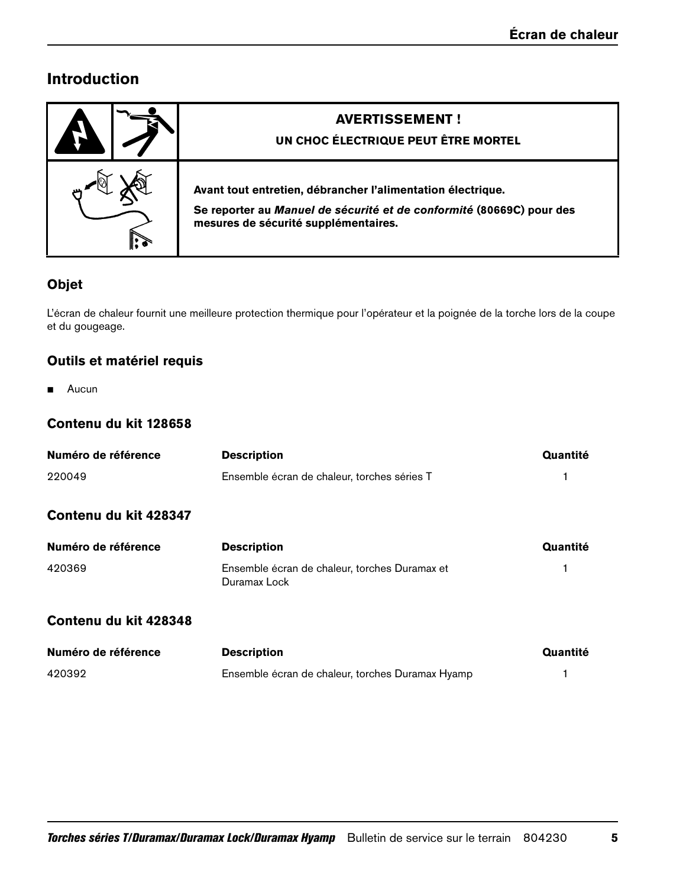## Introduction

| | AVERTISSEMENT ! |
|---|---|
| | **UN CHOC ÉLECTRIQUE PEUT ÊTRE MORTEL** |
| | **Avant tout entretien, débrancher l'alimentation électrique.**<br><br>**Se reporter au *Manuel de sécurité et de conformité* (80669C) pour des mesures de sécurité supplémentaires.** |

### Objet

L'écran de chaleur fournit une meilleure protection thermique pour l'opérateur et la poignée de la torche lors de la coupe et du gougeage.

### Outils et matériel requis

- Aucun

### Contenu du kit 128658

| Numéro de référence | Description | Quantité |
|---|---|---|
| 220049 | Ensemble écran de chaleur, torches séries T | 1 |

### Contenu du kit 428347

| Numéro de référence | Description | Quantité |
|---|---|---|
| 420369 | Ensemble écran de chaleur, torches Duramax et Duramax Lock | 1 |

### Contenu du kit 428348

| Numéro de référence | Description | Quantité |
|---|---|---|
| 420392 | Ensemble écran de chaleur, torches Duramax Hyamp | 1 |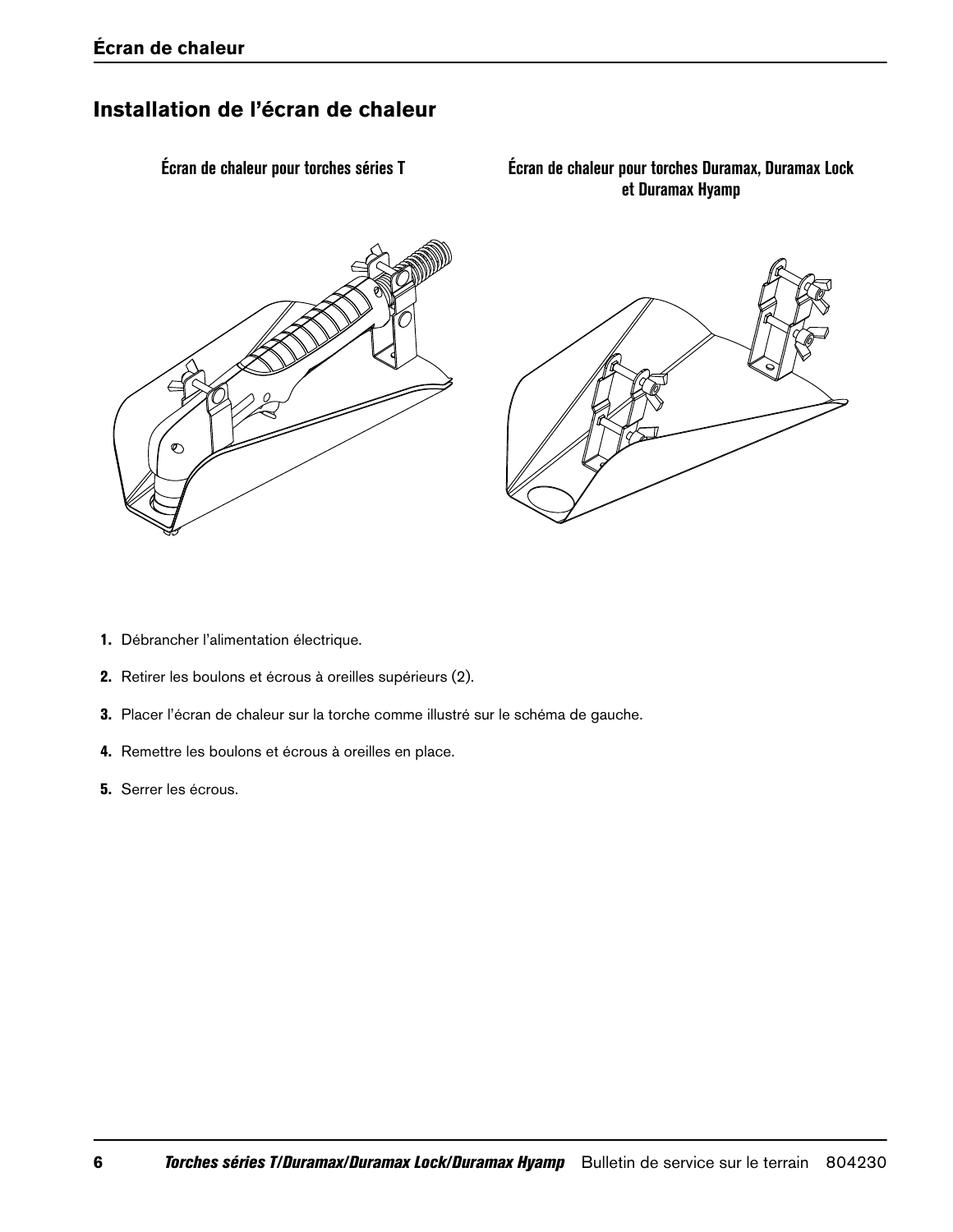## Installation de l'écran de chaleur

Écran de chaleur pour torches séries T

Écran de chaleur pour torches Duramax, Duramax Lock et Duramax Hyamp

1. Débrancher l'alimentation électrique.
2. Retirer les boulons et écrous à oreilles supérieurs (2).
3. Placer l'écran de chaleur sur la torche comme illustré sur le schéma de gauche.
4. Remettre les boulons et écrous à oreilles en place.
5. Serrer les écrous.